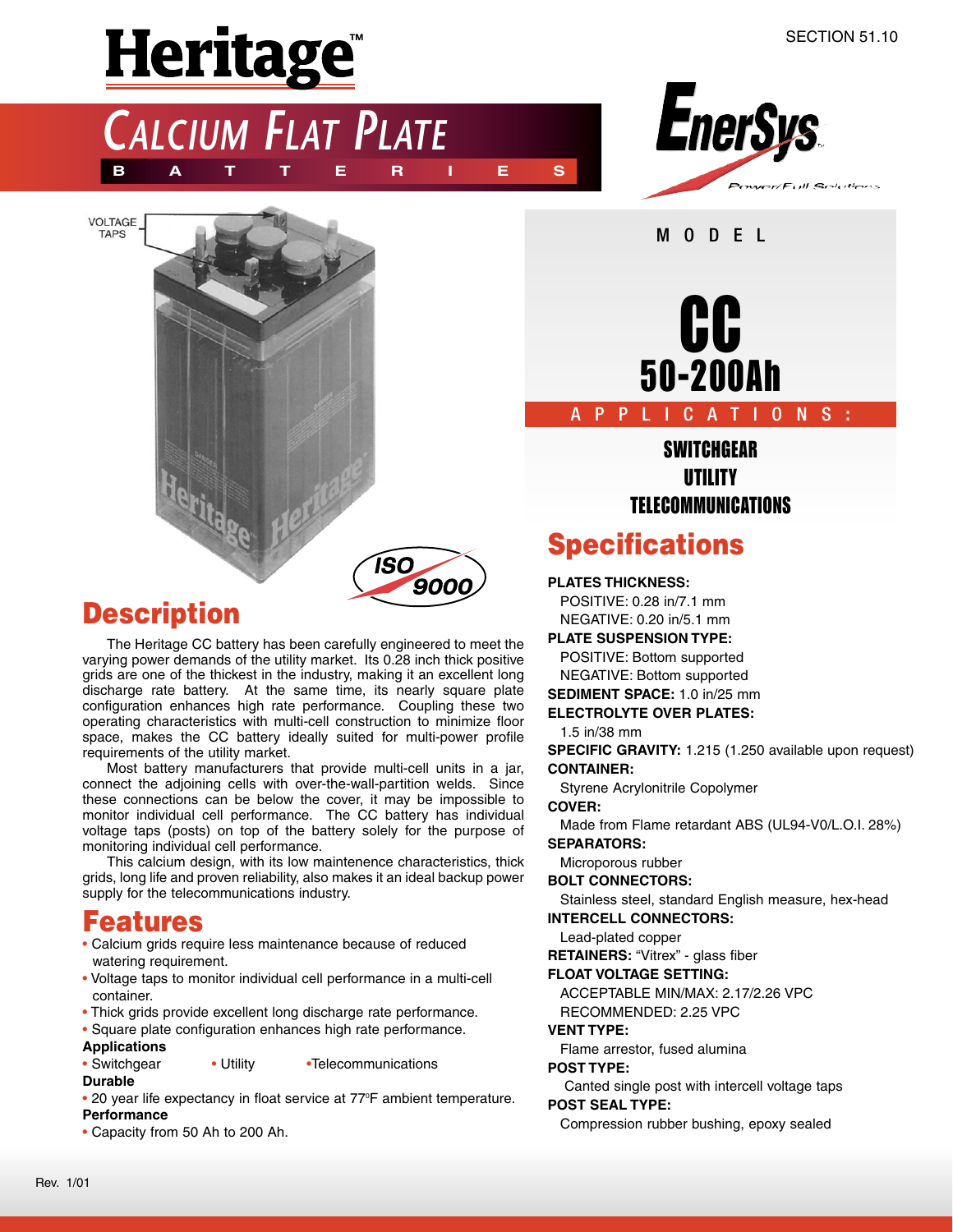SECTION 51.10

# Heritage™

## CALCIUM FLAT PLATE BATTERIES

EnerSys Power/Full Solutions

VOLTAGE TAPS

ISO 9000

MODEL

# CC
## 50-200Ah

APPLICATIONS:

**SWITCHGEAR**
**UTILITY**
**TELECOMMUNICATIONS**

## Description

The Heritage CC battery has been carefully engineered to meet the varying power demands of the utility market. Its 0.28 inch thick positive grids are one of the thickest in the industry, making it an excellent long discharge rate battery. At the same time, its nearly square plate configuration enhances high rate performance. Coupling these two operating characteristics with multi-cell construction to minimize floor space, makes the CC battery ideally suited for multi-power profile requirements of the utility market.

Most battery manufacturers that provide multi-cell units in a jar, connect the adjoining cells with over-the-wall-partition welds. Since these connections can be below the cover, it may be impossible to monitor individual cell performance. The CC battery has individual voltage taps (posts) on top of the battery solely for the purpose of monitoring individual cell performance.

This calcium design, with its low maintenence characteristics, thick grids, long life and proven reliability, also makes it an ideal backup power supply for the telecommunications industry.

## Features

- Calcium grids require less maintenance because of reduced watering requirement.
- Voltage taps to monitor individual cell performance in a multi-cell container.
- Thick grids provide excellent long discharge rate performance.
- Square plate configuration enhances high rate performance.

**Applications**

- Switchgear
- Utility
- Telecommunications

**Durable**

- 20 year life expectancy in float service at 77°F ambient temperature.

**Performance**

- Capacity from 50 Ah to 200 Ah.

## Specifications

**PLATES THICKNESS:**
POSITIVE: 0.28 in/7.1 mm
NEGATIVE: 0.20 in/5.1 mm

**PLATE SUSPENSION TYPE:**
POSITIVE: Bottom supported
NEGATIVE: Bottom supported

**SEDIMENT SPACE:** 1.0 in/25 mm

**ELECTROLYTE OVER PLATES:**
1.5 in/38 mm

**SPECIFIC GRAVITY:** 1.215 (1.250 available upon request)

**CONTAINER:**
Styrene Acrylonitrile Copolymer

**COVER:**
Made from Flame retardant ABS (UL94-V0/L.O.I. 28%)

**SEPARATORS:**
Microporous rubber

**BOLT CONNECTORS:**
Stainless steel, standard English measure, hex-head

**INTERCELL CONNECTORS:**
Lead-plated copper

**RETAINERS:** "Vitrex" - glass fiber

**FLOAT VOLTAGE SETTING:**
ACCEPTABLE MIN/MAX: 2.17/2.26 VPC
RECOMMENDED: 2.25 VPC

**VENT TYPE:**
Flame arrestor, fused alumina

**POST TYPE:**
Canted single post with intercell voltage taps

**POST SEAL TYPE:**
Compression rubber bushing, epoxy sealed

Rev. 1/01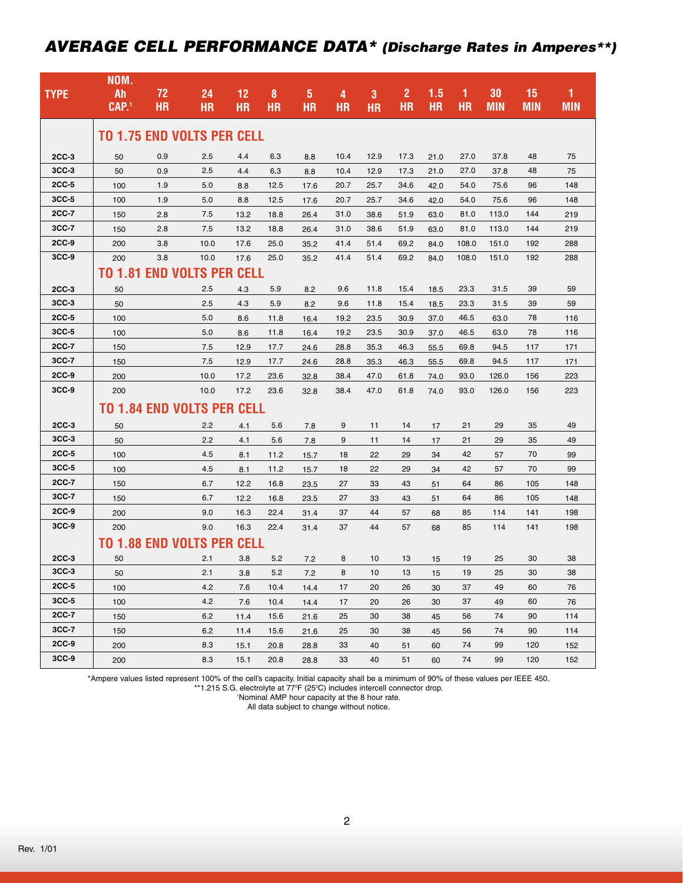## *AVERAGE CELL PERFORMANCE DATA\* (Discharge Rates in Amperes\*\*)*

| TYPE | NOM. Ah CAP.[1] | 72 HR | 24 HR | 12 HR | 8 HR | 5 HR | 4 HR | 3 HR | 2 HR | 1.5 HR | 1 HR | 30 MIN | 15 MIN | 1 MIN |
|---|---|---|---|---|---|---|---|---|---|---|---|---|---|---|
| | **TO 1.75 END VOLTS PER CELL** | | | | | | | | | | | | | |
| 2CC-3 | 50 | 0.9 | 2.5 | 4.4 | 6.3 | 8.8 | 10.4 | 12.9 | 17.3 | 21.0 | 27.0 | 37.8 | 48 | 75 |
| 3CC-3 | 50 | 0.9 | 2.5 | 4.4 | 6.3 | 8.8 | 10.4 | 12.9 | 17.3 | 21.0 | 27.0 | 37.8 | 48 | 75 |
| 2CC-5 | 100 | 1.9 | 5.0 | 8.8 | 12.5 | 17.6 | 20.7 | 25.7 | 34.6 | 42.0 | 54.0 | 75.6 | 96 | 148 |
| 3CC-5 | 100 | 1.9 | 5.0 | 8.8 | 12.5 | 17.6 | 20.7 | 25.7 | 34.6 | 42.0 | 54.0 | 75.6 | 96 | 148 |
| 2CC-7 | 150 | 2.8 | 7.5 | 13.2 | 18.8 | 26.4 | 31.0 | 38.6 | 51.9 | 63.0 | 81.0 | 113.0 | 144 | 219 |
| 3CC-7 | 150 | 2.8 | 7.5 | 13.2 | 18.8 | 26.4 | 31.0 | 38.6 | 51.9 | 63.0 | 81.0 | 113.0 | 144 | 219 |
| 2CC-9 | 200 | 3.8 | 10.0 | 17.6 | 25.0 | 35.2 | 41.4 | 51.4 | 69.2 | 84.0 | 108.0 | 151.0 | 192 | 288 |
| 3CC-9 | 200 | 3.8 | 10.0 | 17.6 | 25.0 | 35.2 | 41.4 | 51.4 | 69.2 | 84.0 | 108.0 | 151.0 | 192 | 288 |
| | **TO 1.81 END VOLTS PER CELL** | | | | | | | | | | | | | |
| 2CC-3 | 50 | | 2.5 | 4.3 | 5.9 | 8.2 | 9.6 | 11.8 | 15.4 | 18.5 | 23.3 | 31.5 | 39 | 59 |
| 3CC-3 | 50 | | 2.5 | 4.3 | 5.9 | 8.2 | 9.6 | 11.8 | 15.4 | 18.5 | 23.3 | 31.5 | 39 | 59 |
| 2CC-5 | 100 | | 5.0 | 8.6 | 11.8 | 16.4 | 19.2 | 23.5 | 30.9 | 37.0 | 46.5 | 63.0 | 78 | 116 |
| 3CC-5 | 100 | | 5.0 | 8.6 | 11.8 | 16.4 | 19.2 | 23.5 | 30.9 | 37.0 | 46.5 | 63.0 | 78 | 116 |
| 2CC-7 | 150 | | 7.5 | 12.9 | 17.7 | 24.6 | 28.8 | 35.3 | 46.3 | 55.5 | 69.8 | 94.5 | 117 | 171 |
| 3CC-7 | 150 | | 7.5 | 12.9 | 17.7 | 24.6 | 28.8 | 35.3 | 46.3 | 55.5 | 69.8 | 94.5 | 117 | 171 |
| 2CC-9 | 200 | | 10.0 | 17.2 | 23.6 | 32.8 | 38.4 | 47.0 | 61.8 | 74.0 | 93.0 | 126.0 | 156 | 223 |
| 3CC-9 | 200 | | 10.0 | 17.2 | 23.6 | 32.8 | 38.4 | 47.0 | 61.8 | 74.0 | 93.0 | 126.0 | 156 | 223 |
| | **TO 1.84 END VOLTS PER CELL** | | | | | | | | | | | | | |
| 2CC-3 | 50 | | 2.2 | 4.1 | 5.6 | 7.8 | 9 | 11 | 14 | 17 | 21 | 29 | 35 | 49 |
| 3CC-3 | 50 | | 2.2 | 4.1 | 5.6 | 7.8 | 9 | 11 | 14 | 17 | 21 | 29 | 35 | 49 |
| 2CC-5 | 100 | | 4.5 | 8.1 | 11.2 | 15.7 | 18 | 22 | 29 | 34 | 42 | 57 | 70 | 99 |
| 3CC-5 | 100 | | 4.5 | 8.1 | 11.2 | 15.7 | 18 | 22 | 29 | 34 | 42 | 57 | 70 | 99 |
| 2CC-7 | 150 | | 6.7 | 12.2 | 16.8 | 23.5 | 27 | 33 | 43 | 51 | 64 | 86 | 105 | 148 |
| 3CC-7 | 150 | | 6.7 | 12.2 | 16.8 | 23.5 | 27 | 33 | 43 | 51 | 64 | 86 | 105 | 148 |
| 2CC-9 | 200 | | 9.0 | 16.3 | 22.4 | 31.4 | 37 | 44 | 57 | 68 | 85 | 114 | 141 | 198 |
| 3CC-9 | 200 | | 9.0 | 16.3 | 22.4 | 31.4 | 37 | 44 | 57 | 68 | 85 | 114 | 141 | 198 |
| | **TO 1.88 END VOLTS PER CELL** | | | | | | | | | | | | | |
| 2CC-3 | 50 | | 2.1 | 3.8 | 5.2 | 7.2 | 8 | 10 | 13 | 15 | 19 | 25 | 30 | 38 |
| 3CC-3 | 50 | | 2.1 | 3.8 | 5.2 | 7.2 | 8 | 10 | 13 | 15 | 19 | 25 | 30 | 38 |
| 2CC-5 | 100 | | 4.2 | 7.6 | 10.4 | 14.4 | 17 | 20 | 26 | 30 | 37 | 49 | 60 | 76 |
| 3CC-5 | 100 | | 4.2 | 7.6 | 10.4 | 14.4 | 17 | 20 | 26 | 30 | 37 | 49 | 60 | 76 |
| 2CC-7 | 150 | | 6.2 | 11.4 | 15.6 | 21.6 | 25 | 30 | 38 | 45 | 56 | 74 | 90 | 114 |
| 3CC-7 | 150 | | 6.2 | 11.4 | 15.6 | 21.6 | 25 | 30 | 38 | 45 | 56 | 74 | 90 | 114 |
| 2CC-9 | 200 | | 8.3 | 15.1 | 20.8 | 28.8 | 33 | 40 | 51 | 60 | 74 | 99 | 120 | 152 |
| 3CC-9 | 200 | | 8.3 | 15.1 | 20.8 | 28.8 | 33 | 40 | 51 | 60 | 74 | 99 | 120 | 152 |

\*Ampere values listed represent 100% of the cell's capacity. Initial capacity shall be a minimum of 90% of these values per IEEE 450.

\*\*1.215 S.G. electrolyte at 77°F (25°C) includes intercell connector drop.

[1]Nominal AMP hour capacity at the 8 hour rate.

All data subject to change without notice.

Rev. 1/01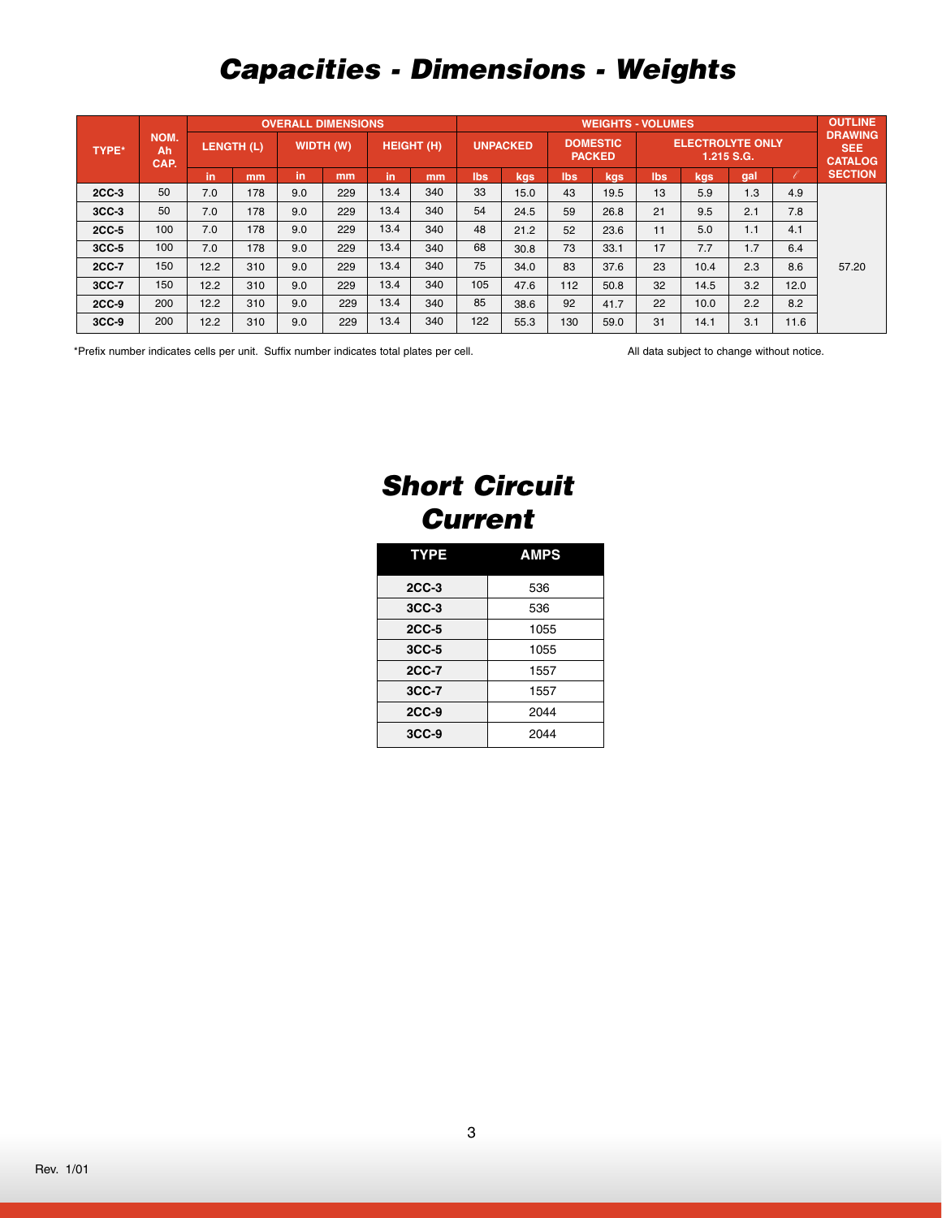# Capacities - Dimensions - Weights

| TYPE* | NOM. Ah CAP. | OVERALL DIMENSIONS | | | | | | WEIGHTS - VOLUMES | | | | | | | | OUTLINE DRAWING SEE CATALOG SECTION |
|---|---|---|---|---|---|---|---|---|---|---|---|---|---|---|---|---|
| | | LENGTH (L) | | WIDTH (W) | | HEIGHT (H) | | UNPACKED | | DOMESTIC PACKED | | ELECTROLYTE ONLY 1.215 S.G. | | | | |
| | | in | mm | in | mm | in | mm | lbs | kgs | lbs | kgs | lbs | kgs | gal | ℓ | |
| 2CC-3 | 50 | 7.0 | 178 | 9.0 | 229 | 13.4 | 340 | 33 | 15.0 | 43 | 19.5 | 13 | 5.9 | 1.3 | 4.9 | 57.20 |
| 3CC-3 | 50 | 7.0 | 178 | 9.0 | 229 | 13.4 | 340 | 54 | 24.5 | 59 | 26.8 | 21 | 9.5 | 2.1 | 7.8 | |
| 2CC-5 | 100 | 7.0 | 178 | 9.0 | 229 | 13.4 | 340 | 48 | 21.2 | 52 | 23.6 | 11 | 5.0 | 1.1 | 4.1 | |
| 3CC-5 | 100 | 7.0 | 178 | 9.0 | 229 | 13.4 | 340 | 68 | 30.8 | 73 | 33.1 | 17 | 7.7 | 1.7 | 6.4 | |
| 2CC-7 | 150 | 12.2 | 310 | 9.0 | 229 | 13.4 | 340 | 75 | 34.0 | 83 | 37.6 | 23 | 10.4 | 2.3 | 8.6 | |
| 3CC-7 | 150 | 12.2 | 310 | 9.0 | 229 | 13.4 | 340 | 105 | 47.6 | 112 | 50.8 | 32 | 14.5 | 3.2 | 12.0 | |
| 2CC-9 | 200 | 12.2 | 310 | 9.0 | 229 | 13.4 | 340 | 85 | 38.6 | 92 | 41.7 | 22 | 10.0 | 2.2 | 8.2 | |
| 3CC-9 | 200 | 12.2 | 310 | 9.0 | 229 | 13.4 | 340 | 122 | 55.3 | 130 | 59.0 | 31 | 14.1 | 3.1 | 11.6 | |

*Prefix number indicates cells per unit. Suffix number indicates total plates per cell.

All data subject to change without notice.

# Short Circuit Current

| TYPE | AMPS |
|---|---|
| 2CC-3 | 536 |
| 3CC-3 | 536 |
| 2CC-5 | 1055 |
| 3CC-5 | 1055 |
| 2CC-7 | 1557 |
| 3CC-7 | 1557 |
| 2CC-9 | 2044 |
| 3CC-9 | 2044 |

Rev. 1/01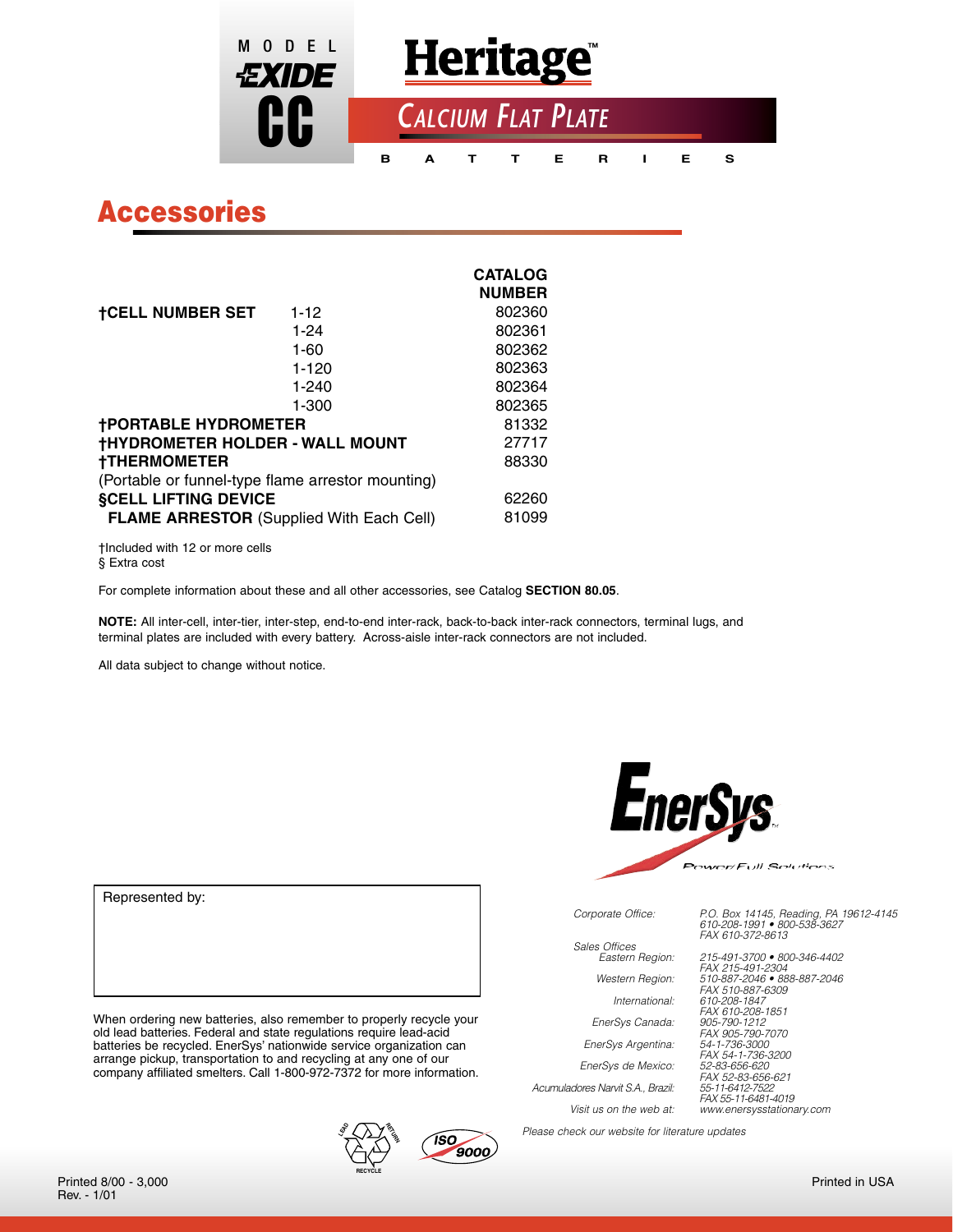MODEL EXIDE CC

# Heritage™

CALCIUM FLAT PLATE

BATTERIES

## Accessories

| | | CATALOG NUMBER |
|---|---|---|
| **†CELL NUMBER SET** | 1-12 | 802360 |
| | 1-24 | 802361 |
| | 1-60 | 802362 |
| | 1-120 | 802363 |
| | 1-240 | 802364 |
| | 1-300 | 802365 |
| **†PORTABLE HYDROMETER** | | 81332 |
| **†HYDROMETER HOLDER - WALL MOUNT** | | 27717 |
| **†THERMOMETER** (Portable or funnel-type flame arrestor mounting) | | 88330 |
| **§CELL LIFTING DEVICE** | | 62260 |
| **FLAME ARRESTOR** (Supplied With Each Cell) | | 81099 |

†Included with 12 or more cells
§ Extra cost

For complete information about these and all other accessories, see Catalog **SECTION 80.05**.

**NOTE:** All inter-cell, inter-tier, inter-step, end-to-end inter-rack, back-to-back inter-rack connectors, terminal lugs, and terminal plates are included with every battery. Across-aisle inter-rack connectors are not included.

All data subject to change without notice.

Represented by:

When ordering new batteries, also remember to properly recycle your old lead batteries. Federal and state regulations require lead-acid batteries be recycled. EnerSys' nationwide service organization can arrange pickup, transportation to and recycling at any one of our company affiliated smelters. Call 1-800-972-7372 for more information.

EnerSys™ Power/Full Solutions

| | |
|---|---|
| *Corporate Office:* | *P.O. Box 14145, Reading, PA 19612-4145*<br>*610-208-1991 • 800-538-3627*<br>*FAX 610-372-8613* |
| *Sales Offices*<br>*Eastern Region:* | *215-491-3700 • 800-346-4402*<br>*FAX 215-491-2304* |
| *Western Region:* | *510-887-2046 • 888-887-2046*<br>*FAX 510-887-6309* |
| *International:* | *610-208-1847*<br>*FAX 610-208-1851* |
| *EnerSys Canada:* | *905-790-1212*<br>*FAX 905-790-7070* |
| *EnerSys Argentina:* | *54-1-736-3000*<br>*FAX 54-1-736-3200* |
| *EnerSys de Mexico:* | *52-83-656-620*<br>*FAX 52-83-656-621* |
| *Acumuladores Narvit S.A., Brazil:* | *55-11-6412-7522*<br>*FAX 55-11-6481-4019* |
| *Visit us on the web at:* | *www.enersysstationary.com* |

*Please check our website for literature updates*

LEAD RETURN RECYCLE

ISO 9000

Printed 8/00 - 3,000
Rev. - 1/01

Printed in USA